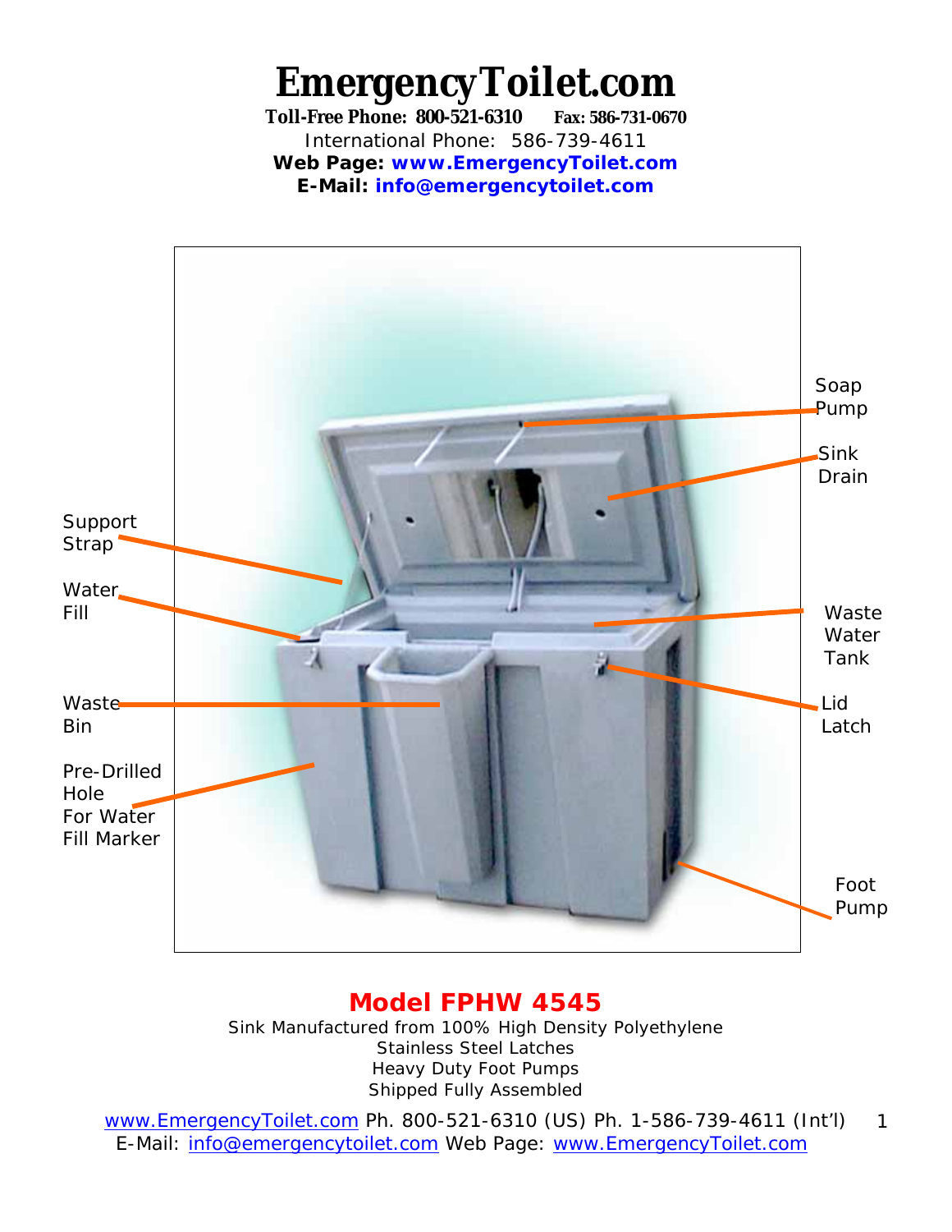# EmergencyToilet.com

**Toll-Free Phone: 800-521-6310** **Fax: 586-731-0670**

International Phone: 586-739-4611

**Web Page: www.EmergencyToilet.com**

**E-Mail: info@emergencytoilet.com**

Soap Pump

Sink Drain

Support Strap

Water Fill

Waste Water Tank

Waste Bin

Lid Latch

Pre-Drilled Hole For Water Fill Marker

Foot Pump

## Model FPHW 4545

Sink Manufactured from 100% High Density Polyethylene
Stainless Steel Latches
Heavy Duty Foot Pumps
Shipped Fully Assembled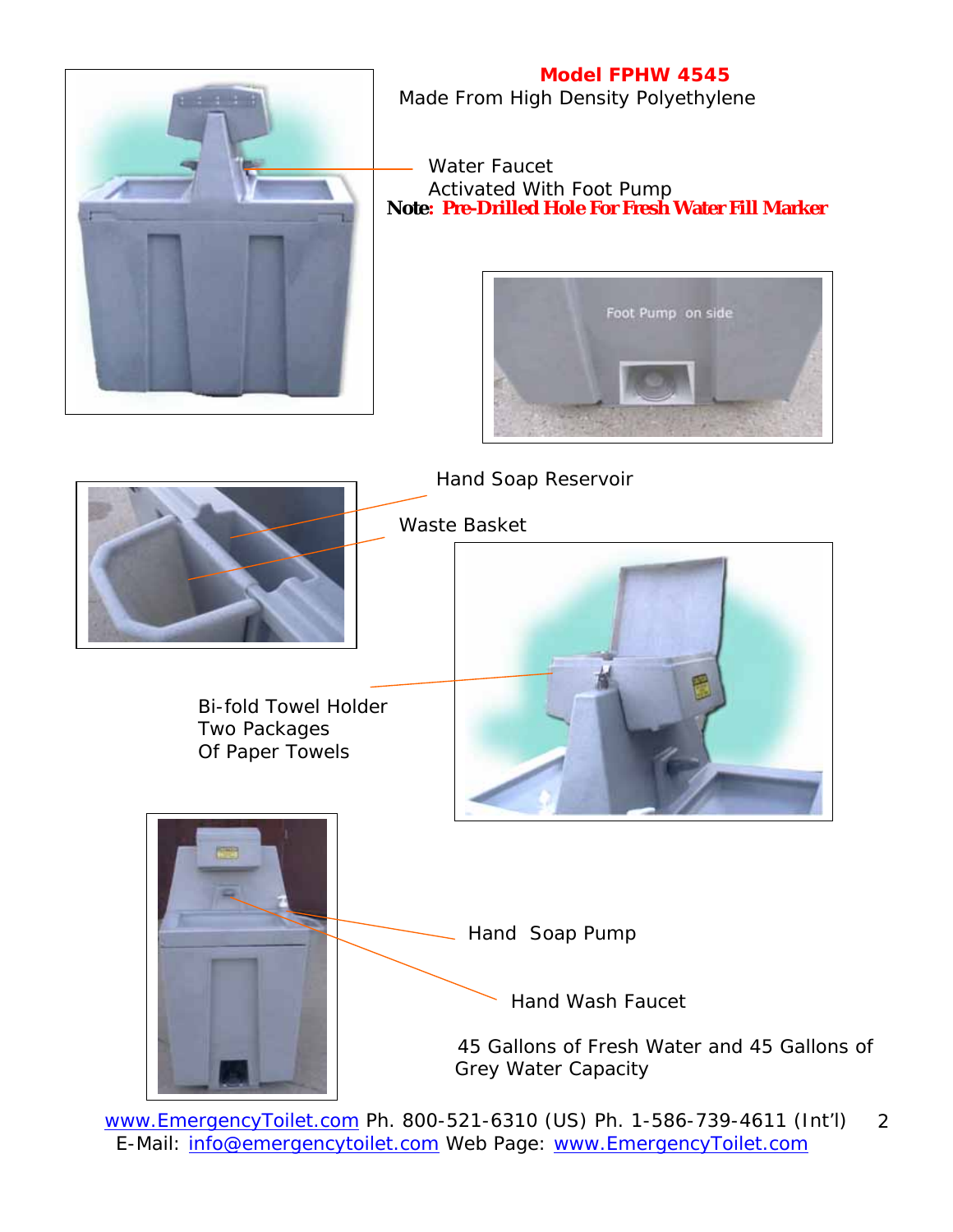# Model FPHW 4545

Made From High Density Polyethylene

Water Faucet
Activated With Foot Pump

**Note: Pre-Drilled Hole For Fresh Water Fill Marker**

Foot Pump on side

Hand Soap Reservoir

Waste Basket

Bi-fold Towel Holder
Two Packages
Of Paper Towels

Hand Soap Pump

Hand Wash Faucet

45 Gallons of Fresh Water and 45 Gallons of Grey Water Capacity

www.EmergencyToilet.com Ph. 800-521-6310 (US) Ph. 1-586-739-4611 (Int'l)
E-Mail: info@emergencytoilet.com Web Page: www.EmergencyToilet.com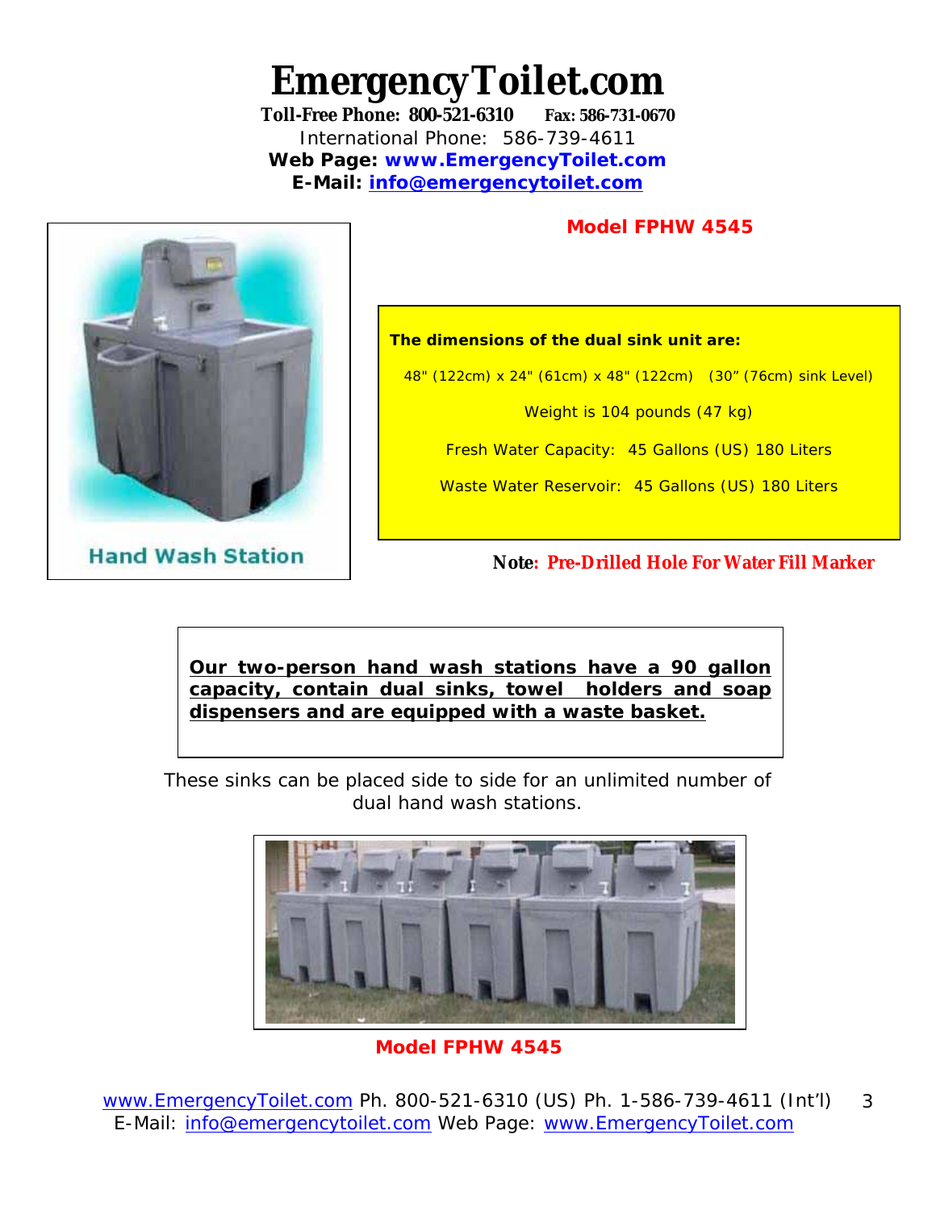# EmergencyToilet.com

**Toll-Free Phone: 800-521-6310** **Fax: 586-731-0670**
International Phone: 586-739-4611
**Web Page: www.EmergencyToilet.com**
**E-Mail: info@emergencytoilet.com**

Hand Wash Station

**Model FPHW 4545**

**The dimensions of the dual sink unit are:**

48" (122cm) x 24" (61cm) x 48" (122cm) (30" (76cm) sink Level)

Weight is 104 pounds (47 kg)

Fresh Water Capacity: 45 Gallons (US) 180 Liters

Waste Water Reservoir: 45 Gallons (US) 180 Liters

**Note: Pre-Drilled Hole For Water Fill Marker**

**Our two-person hand wash stations have a 90 gallon capacity, contain dual sinks, towel holders and soap dispensers and are equipped with a waste basket.**

These sinks can be placed side to side for an unlimited number of dual hand wash stations.

**Model FPHW 4545**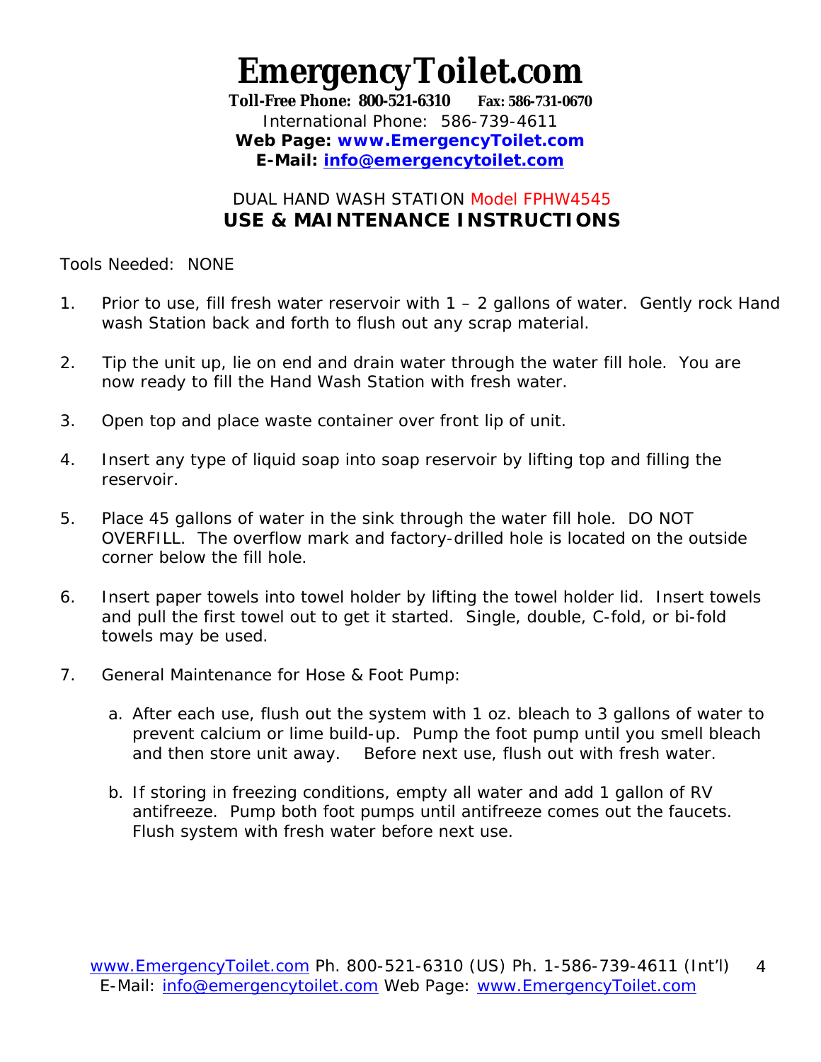# EmergencyToilet.com

**Toll-Free Phone: 800-521-6310 Fax: 586-731-0670**
International Phone: 586-739-4611
**Web Page: www.EmergencyToilet.com**
**E-Mail: info@emergencytoilet.com**

## DUAL HAND WASH STATION Model FPHW4545
## USE & MAINTENANCE INSTRUCTIONS

Tools Needed: NONE

1. Prior to use, fill fresh water reservoir with 1 – 2 gallons of water. Gently rock Hand wash Station back and forth to flush out any scrap material.

2. Tip the unit up, lie on end and drain water through the water fill hole. You are now ready to fill the Hand Wash Station with fresh water.

3. Open top and place waste container over front lip of unit.

4. Insert any type of liquid soap into soap reservoir by lifting top and filling the reservoir.

5. Place 45 gallons of water in the sink through the water fill hole. DO NOT OVERFILL. The overflow mark and factory-drilled hole is located on the outside corner below the fill hole.

6. Insert paper towels into towel holder by lifting the towel holder lid. Insert towels and pull the first towel out to get it started. Single, double, C-fold, or bi-fold towels may be used.

7. General Maintenance for Hose & Foot Pump:

   a. After each use, flush out the system with 1 oz. bleach to 3 gallons of water to prevent calcium or lime build-up. Pump the foot pump until you smell bleach and then store unit away. Before next use, flush out with fresh water.

   b. If storing in freezing conditions, empty all water and add 1 gallon of RV antifreeze. Pump both foot pumps until antifreeze comes out the faucets. Flush system with fresh water before next use.